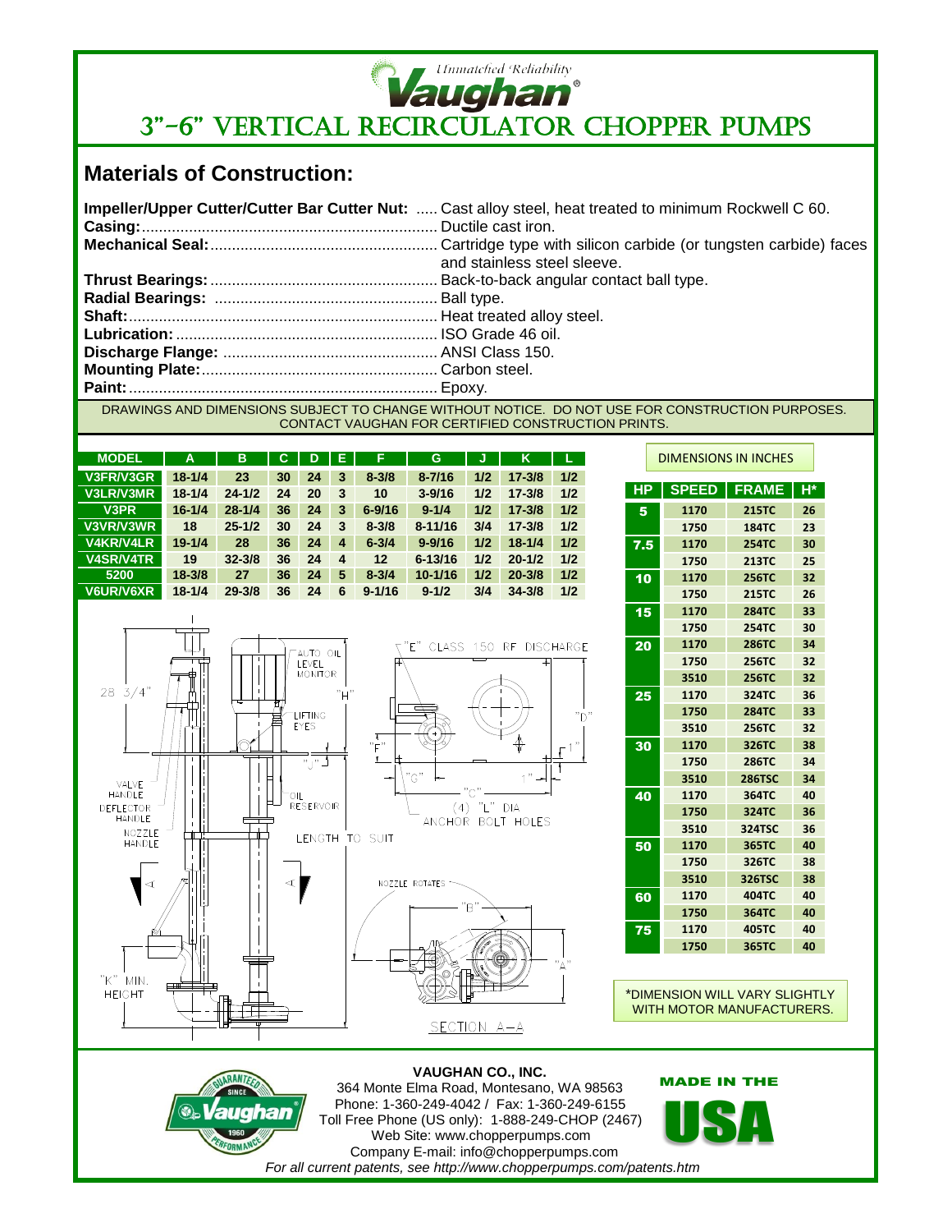Unmatched Reliability

Vaughan®

# 3"-6" VERTICAL RECIRCULATOR CHOPPER PUMPS

## Materials of Construction:

**Impeller/Upper Cutter/Cutter Bar Cutter Nut:** ..... Cast alloy steel, heat treated to minimum Rockwell C 60.
**Casing:**.................................................................... Ductile cast iron.
**Mechanical Seal:**..................................................... Cartridge type with silicon carbide (or tungsten carbide) faces and stainless steel sleeve.
**Thrust Bearings:**..................................................... Back-to-back angular contact ball type.
**Radial Bearings:** ..................................................... Ball type.
**Shaft:**........................................................................ Heat treated alloy steel.
**Lubrication:**.............................................................. ISO Grade 46 oil.
**Discharge Flange:** .................................................. ANSI Class 150.
**Mounting Plate:**....................................................... Carbon steel.
**Paint:**........................................................................ Epoxy.

DRAWINGS AND DIMENSIONS SUBJECT TO CHANGE WITHOUT NOTICE. DO NOT USE FOR CONSTRUCTION PURPOSES. CONTACT VAUGHAN FOR CERTIFIED CONSTRUCTION PRINTS.

| MODEL | A | B | C | D | E | F | G | J | K | L |
|---|---|---|---|---|---|---|---|---|---|---|
| V3FR/V3GR | 18-1/4 | 23 | 30 | 24 | 3 | 8-3/8 | 8-7/16 | 1/2 | 17-3/8 | 1/2 |
| V3LR/V3MR | 18-1/4 | 24-1/2 | 24 | 20 | 3 | 10 | 3-9/16 | 1/2 | 17-3/8 | 1/2 |
| V3PR | 16-1/4 | 28-1/4 | 36 | 24 | 3 | 6-9/16 | 9-1/4 | 1/2 | 17-3/8 | 1/2 |
| V3VR/V3WR | 18 | 25-1/2 | 30 | 24 | 3 | 8-3/8 | 8-11/16 | 3/4 | 17-3/8 | 1/2 |
| V4KR/V4LR | 19-1/4 | 28 | 36 | 24 | 4 | 6-3/4 | 9-9/16 | 1/2 | 18-1/4 | 1/2 |
| V4SR/V4TR | 19 | 32-3/8 | 36 | 24 | 4 | 12 | 6-13/16 | 1/2 | 20-1/2 | 1/2 |
| 5200 | 18-3/8 | 27 | 36 | 24 | 5 | 8-3/4 | 10-1/16 | 1/2 | 20-3/8 | 1/2 |
| V6UR/V6XR | 18-1/4 | 29-3/8 | 36 | 24 | 6 | 9-1/16 | 9-1/2 | 3/4 | 34-3/8 | 1/2 |

DIMENSIONS IN INCHES

| HP | SPEED | FRAME | H* |
|---|---|---|---|
| 5 | 1170 | 215TC | 26 |
| | 1750 | 184TC | 23 |
| 7.5 | 1170 | 254TC | 30 |
| | 1750 | 213TC | 25 |
| 10 | 1170 | 256TC | 32 |
| | 1750 | 215TC | 26 |
| 15 | 1170 | 284TC | 33 |
| | 1750 | 254TC | 30 |
| 20 | 1170 | 286TC | 34 |
| | 1750 | 256TC | 32 |
| | 3510 | 256TC | 32 |
| 25 | 1170 | 324TC | 36 |
| | 1750 | 284TC | 33 |
| | 3510 | 256TC | 32 |
| 30 | 1170 | 326TC | 38 |
| | 1750 | 286TC | 34 |
| | 3510 | 286TSC | 34 |
| 40 | 1170 | 364TC | 40 |
| | 1750 | 324TC | 36 |
| | 3510 | 324TSC | 36 |
| 50 | 1170 | 365TC | 40 |
| | 1750 | 326TC | 38 |
| | 3510 | 326TSC | 38 |
| 60 | 1170 | 404TC | 40 |
| | 1750 | 364TC | 40 |
| 75 | 1170 | 405TC | 40 |
| | 1750 | 365TC | 40 |

\*DIMENSION WILL VARY SLIGHTLY WITH MOTOR MANUFACTURERS.

28 3/4" — AUTO OIL LEVEL MONITOR — "H" — LIFTING EYES — "J" — VALVE HANDLE — DEFLECTOR HANDLE — NOZZLE HANDLE — OIL RESERVOIR — LENGTH TO SUIT — "K" MIN. HEIGHT

"E" CLASS 150 RF DISCHARGE — "D" — "F" — 1" — "G" — "C" — 1" — (4) "L" DIA ANCHOR BOLT HOLES

NOZZLE ROTATES — "B" — "A" — SECTION A–A

**VAUGHAN CO., INC.**
364 Monte Elma Road, Montesano, WA 98563
Phone: 1-360-249-4042 / Fax: 1-360-249-6155
Toll Free Phone (US only): 1-888-249-CHOP (2467)
Web Site: www.chopperpumps.com
Company E-mail: info@chopperpumps.com
*For all current patents, see http://www.chopperpumps.com/patents.htm*

GUARANTEED PERFORMANCE SINCE 1960 — Vaughan

MADE IN THE USA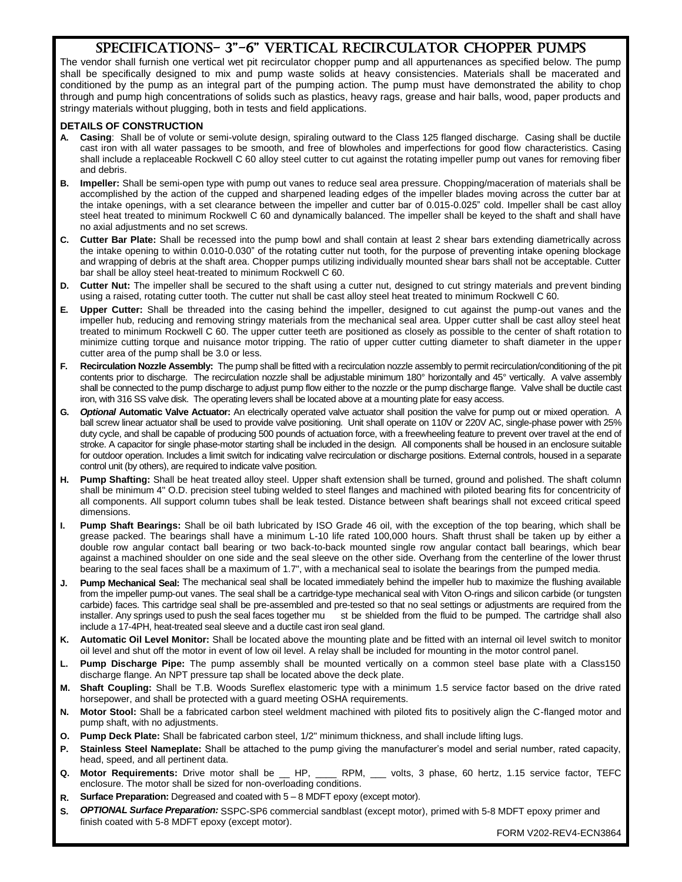# SPECIFICATIONS- 3"-6" VERTICAL RECIRCULATOR CHOPPER PUMPS

The vendor shall furnish one vertical wet pit recirculator chopper pump and all appurtenances as specified below. The pump shall be specifically designed to mix and pump waste solids at heavy consistencies. Materials shall be macerated and conditioned by the pump as an integral part of the pumping action. The pump must have demonstrated the ability to chop through and pump high concentrations of solids such as plastics, heavy rags, grease and hair balls, wood, paper products and stringy materials without plugging, both in tests and field applications.

**DETAILS OF CONSTRUCTION**

**A. Casing**: Shall be of volute or semi-volute design, spiraling outward to the Class 125 flanged discharge. Casing shall be ductile cast iron with all water passages to be smooth, and free of blowholes and imperfections for good flow characteristics. Casing shall include a replaceable Rockwell C 60 alloy steel cutter to cut against the rotating impeller pump out vanes for removing fiber and debris.

**B. Impeller:** Shall be semi-open type with pump out vanes to reduce seal area pressure. Chopping/maceration of materials shall be accomplished by the action of the cupped and sharpened leading edges of the impeller blades moving across the cutter bar at the intake openings, with a set clearance between the impeller and cutter bar of 0.015-0.025" cold. Impeller shall be cast alloy steel heat treated to minimum Rockwell C 60 and dynamically balanced. The impeller shall be keyed to the shaft and shall have no axial adjustments and no set screws.

**C. Cutter Bar Plate:** Shall be recessed into the pump bowl and shall contain at least 2 shear bars extending diametrically across the intake opening to within 0.010-0.030" of the rotating cutter nut tooth, for the purpose of preventing intake opening blockage and wrapping of debris at the shaft area. Chopper pumps utilizing individually mounted shear bars shall not be acceptable. Cutter bar shall be alloy steel heat-treated to minimum Rockwell C 60.

**D. Cutter Nut:** The impeller shall be secured to the shaft using a cutter nut, designed to cut stringy materials and prevent binding using a raised, rotating cutter tooth. The cutter nut shall be cast alloy steel heat treated to minimum Rockwell C 60.

**E. Upper Cutter:** Shall be threaded into the casing behind the impeller, designed to cut against the pump-out vanes and the impeller hub, reducing and removing stringy materials from the mechanical seal area. Upper cutter shall be cast alloy steel heat treated to minimum Rockwell C 60. The upper cutter teeth are positioned as closely as possible to the center of shaft rotation to minimize cutting torque and nuisance motor tripping. The ratio of upper cutter cutting diameter to shaft diameter in the upper cutter area of the pump shall be 3.0 or less.

**F. Recirculation Nozzle Assembly:** The pump shall be fitted with a recirculation nozzle assembly to permit recirculation/conditioning of the pit contents prior to discharge. The recirculation nozzle shall be adjustable minimum 180° horizontally and 45° vertically. A valve assembly shall be connected to the pump discharge to adjust pump flow either to the nozzle or the pump discharge flange. Valve shall be ductile cast iron, with 316 SS valve disk. The operating levers shall be located above at a mounting plate for easy access.

**G. *Optional* Automatic Valve Actuator:** An electrically operated valve actuator shall position the valve for pump out or mixed operation. A ball screw linear actuator shall be used to provide valve positioning. Unit shall operate on 110V or 220V AC, single-phase power with 25% duty cycle, and shall be capable of producing 500 pounds of actuation force, with a freewheeling feature to prevent over travel at the end of stroke. A capacitor for single phase-motor starting shall be included in the design. All components shall be housed in an enclosure suitable for outdoor operation. Includes a limit switch for indicating valve recirculation or discharge positions. External controls, housed in a separate control unit (by others), are required to indicate valve position.

**H. Pump Shafting:** Shall be heat treated alloy steel. Upper shaft extension shall be turned, ground and polished. The shaft column shall be minimum 4" O.D. precision steel tubing welded to steel flanges and machined with piloted bearing fits for concentricity of all components. All support column tubes shall be leak tested. Distance between shaft bearings shall not exceed critical speed dimensions.

**I. Pump Shaft Bearings:** Shall be oil bath lubricated by ISO Grade 46 oil, with the exception of the top bearing, which shall be grease packed. The bearings shall have a minimum L-10 life rated 100,000 hours. Shaft thrust shall be taken up by either a double row angular contact ball bearing or two back-to-back mounted single row angular contact ball bearings, which bear against a machined shoulder on one side and the seal sleeve on the other side. Overhang from the centerline of the lower thrust bearing to the seal faces shall be a maximum of 1.7", with a mechanical seal to isolate the bearings from the pumped media.

**J. Pump Mechanical Seal:** The mechanical seal shall be located immediately behind the impeller hub to maximize the flushing available from the impeller pump-out vanes. The seal shall be a cartridge-type mechanical seal with Viton O-rings and silicon carbide (or tungsten carbide) faces. This cartridge seal shall be pre-assembled and pre-tested so that no seal settings or adjustments are required from the installer. Any springs used to push the seal faces together mu st be shielded from the fluid to be pumped. The cartridge shall also include a 17-4PH, heat-treated seal sleeve and a ductile cast iron seal gland.

**K. Automatic Oil Level Monitor:** Shall be located above the mounting plate and be fitted with an internal oil level switch to monitor oil level and shut off the motor in event of low oil level. A relay shall be included for mounting in the motor control panel.

**L. Pump Discharge Pipe:** The pump assembly shall be mounted vertically on a common steel base plate with a Class150 discharge flange. An NPT pressure tap shall be located above the deck plate.

**M. Shaft Coupling:** Shall be T.B. Woods Sureflex elastomeric type with a minimum 1.5 service factor based on the drive rated horsepower, and shall be protected with a guard meeting OSHA requirements.

**N. Motor Stool:** Shall be a fabricated carbon steel weldment machined with piloted fits to positively align the C-flanged motor and pump shaft, with no adjustments.

**O. Pump Deck Plate:** Shall be fabricated carbon steel, 1/2" minimum thickness, and shall include lifting lugs.

**P. Stainless Steel Nameplate:** Shall be attached to the pump giving the manufacturer's model and serial number, rated capacity, head, speed, and all pertinent data.

**Q. Motor Requirements:** Drive motor shall be __ HP, ____ RPM, ___ volts, 3 phase, 60 hertz, 1.15 service factor, TEFC enclosure. The motor shall be sized for non-overloading conditions.

**R. Surface Preparation:** Degreased and coated with 5 – 8 MDFT epoxy (except motor).

**S. *OPTIONAL Surface Preparation:*** SSPC-SP6 commercial sandblast (except motor), primed with 5-8 MDFT epoxy primer and finish coated with 5-8 MDFT epoxy (except motor).

FORM V202-REV4-ECN3864